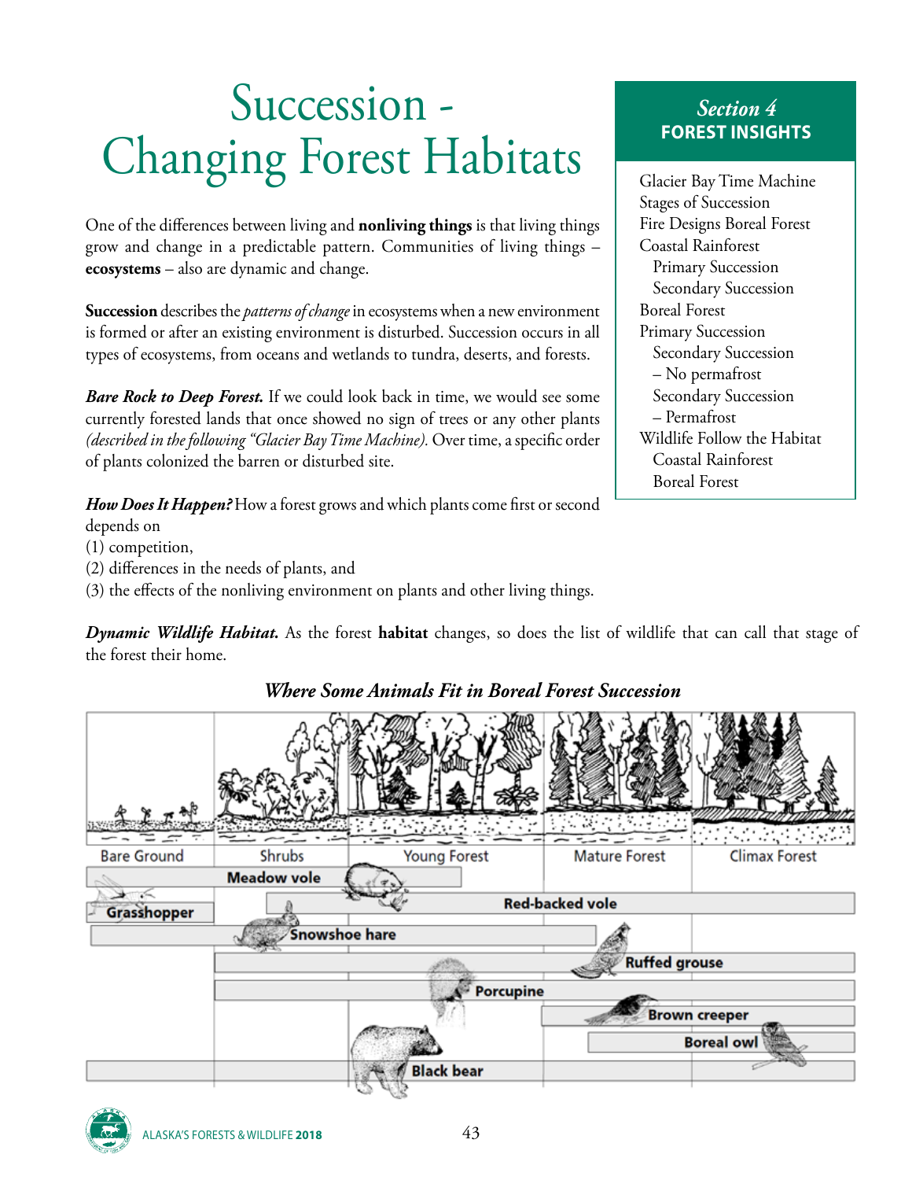# Succession - Changing Forest Habitats

**Section 4**
**FOREST INSIGHTS**

- Glacier Bay Time Machine
- Stages of Succession
- Fire Designs Boreal Forest
- Coastal Rainforest
  - Primary Succession
  - Secondary Succession
- Boreal Forest
- Primary Succession
  - Secondary Succession – No permafrost
  - Secondary Succession – Permafrost
- Wildlife Follow the Habitat
  - Coastal Rainforest
  - Boreal Forest

One of the differences between living and **nonliving things** is that living things grow and change in a predictable pattern. Communities of living things – **ecosystems** – also are dynamic and change.

**Succession** describes the *patterns of change* in ecosystems when a new environment is formed or after an existing environment is disturbed. Succession occurs in all types of ecosystems, from oceans and wetlands to tundra, deserts, and forests.

***Bare Rock to Deep Forest.*** If we could look back in time, we would see some currently forested lands that once showed no sign of trees or any other plants *(described in the following "Glacier Bay Time Machine).* Over time, a specific order of plants colonized the barren or disturbed site.

***How Does It Happen?*** How a forest grows and which plants come first or second depends on
(1) competition,
(2) differences in the needs of plants, and
(3) the effects of the nonliving environment on plants and other living things.

***Dynamic Wildlife Habitat.*** As the forest **habitat** changes, so does the list of wildlife that can call that stage of the forest their home.

***Where Some Animals Fit in Boreal Forest Succession***

Bare Ground | Shrubs | Young Forest | Mature Forest | Climax Forest

Meadow vole
Red-backed vole
Grasshopper
Snowshoe hare
Ruffed grouse
Porcupine
Brown creeper
Boreal owl
Black bear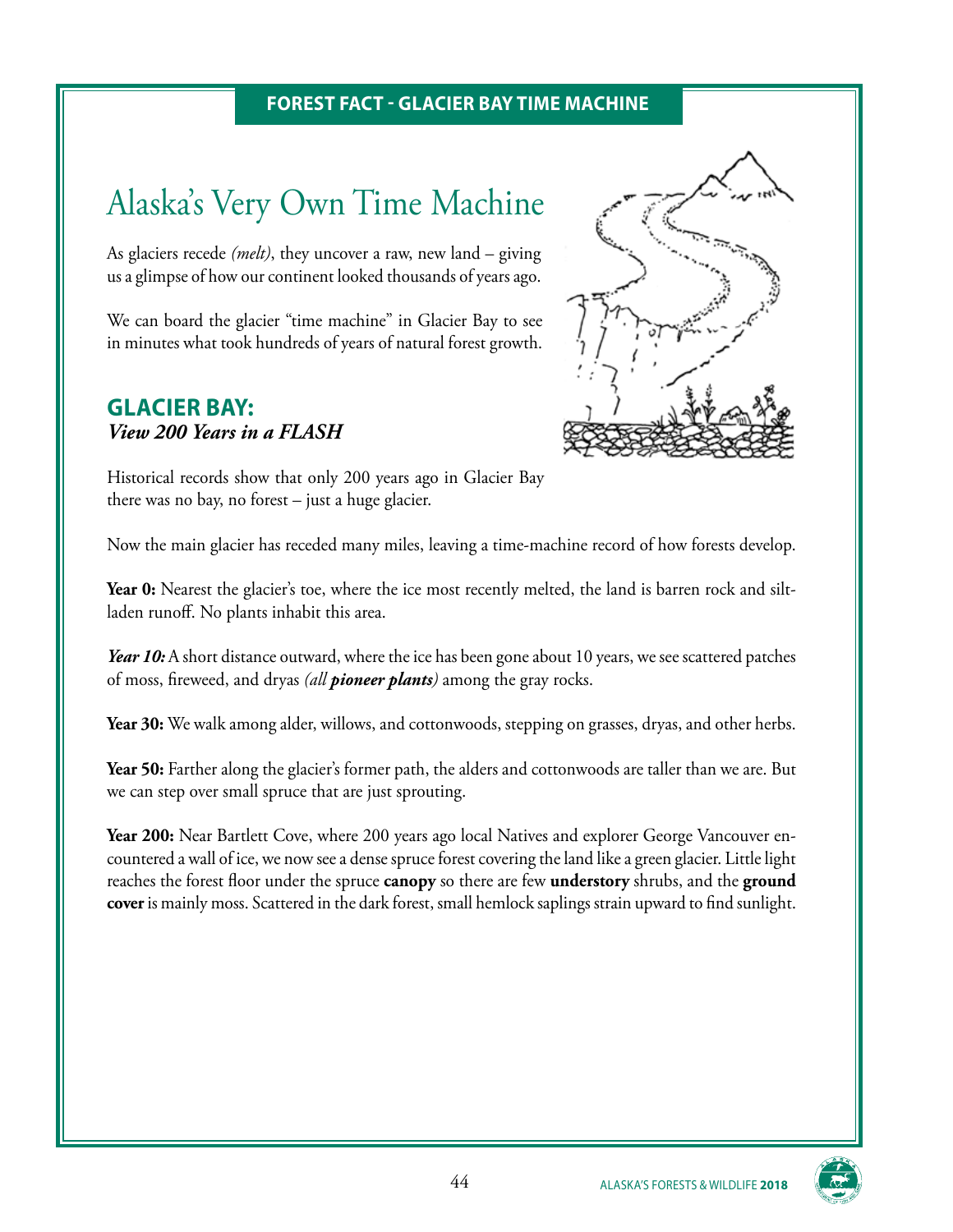**FOREST FACT - GLACIER BAY TIME MACHINE**

# Alaska's Very Own Time Machine

As glaciers recede *(melt)*, they uncover a raw, new land – giving us a glimpse of how our continent looked thousands of years ago.

We can board the glacier "time machine" in Glacier Bay to see in minutes what took hundreds of years of natural forest growth.

## GLACIER BAY:
### *View 200 Years in a FLASH*

Historical records show that only 200 years ago in Glacier Bay there was no bay, no forest – just a huge glacier.

Now the main glacier has receded many miles, leaving a time-machine record of how forests develop.

**Year 0:** Nearest the glacier's toe, where the ice most recently melted, the land is barren rock and silt-laden runoff. No plants inhabit this area.

***Year 10:*** A short distance outward, where the ice has been gone about 10 years, we see scattered patches of moss, fireweed, and dryas *(all **pioneer plants**)* among the gray rocks.

**Year 30:** We walk among alder, willows, and cottonwoods, stepping on grasses, dryas, and other herbs.

**Year 50:** Farther along the glacier's former path, the alders and cottonwoods are taller than we are. But we can step over small spruce that are just sprouting.

**Year 200:** Near Bartlett Cove, where 200 years ago local Natives and explorer George Vancouver encountered a wall of ice, we now see a dense spruce forest covering the land like a green glacier. Little light reaches the forest floor under the spruce **canopy** so there are few **understory** shrubs, and the **ground cover** is mainly moss. Scattered in the dark forest, small hemlock saplings strain upward to find sunlight.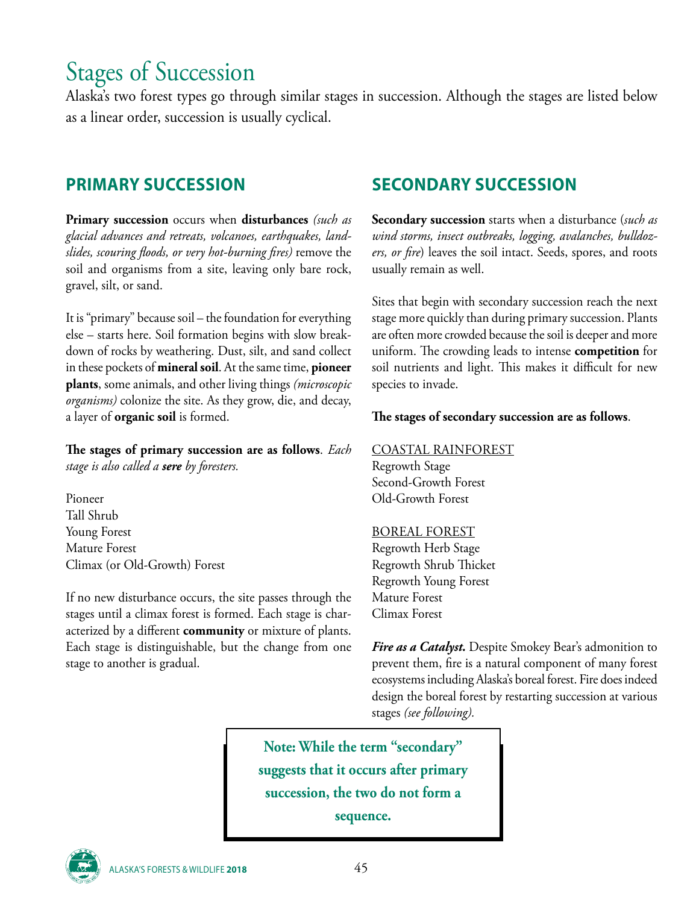# Stages of Succession

Alaska's two forest types go through similar stages in succession. Although the stages are listed below as a linear order, succession is usually cyclical.

## PRIMARY SUCCESSION

**Primary succession** occurs when **disturbances** *(such as glacial advances and retreats, volcanoes, earthquakes, landslides, scouring floods, or very hot-burning fires)* remove the soil and organisms from a site, leaving only bare rock, gravel, silt, or sand.

It is "primary" because soil – the foundation for everything else – starts here. Soil formation begins with slow breakdown of rocks by weathering. Dust, silt, and sand collect in these pockets of **mineral soil**. At the same time, **pioneer plants**, some animals, and other living things *(microscopic organisms)* colonize the site. As they grow, die, and decay, a layer of **organic soil** is formed.

**The stages of primary succession are as follows**. *Each stage is also called a* ***sere*** *by foresters.*

Pioneer
Tall Shrub
Young Forest
Mature Forest
Climax (or Old-Growth) Forest

If no new disturbance occurs, the site passes through the stages until a climax forest is formed. Each stage is characterized by a different **community** or mixture of plants. Each stage is distinguishable, but the change from one stage to another is gradual.

## SECONDARY SUCCESSION

**Secondary succession** starts when a disturbance (*such as wind storms, insect outbreaks, logging, avalanches, bulldozers, or fire*) leaves the soil intact. Seeds, spores, and roots usually remain as well.

Sites that begin with secondary succession reach the next stage more quickly than during primary succession. Plants are often more crowded because the soil is deeper and more uniform. The crowding leads to intense **competition** for soil nutrients and light. This makes it difficult for new species to invade.

**The stages of secondary succession are as follows**.

COASTAL RAINFOREST
Regrowth Stage
Second-Growth Forest
Old-Growth Forest

BOREAL FOREST
Regrowth Herb Stage
Regrowth Shrub Thicket
Regrowth Young Forest
Mature Forest
Climax Forest

***Fire as a Catalyst.*** Despite Smokey Bear's admonition to prevent them, fire is a natural component of many forest ecosystems including Alaska's boreal forest. Fire does indeed design the boreal forest by restarting succession at various stages *(see following).*

**Note: While the term "secondary" suggests that it occurs after primary succession, the two do not form a sequence.**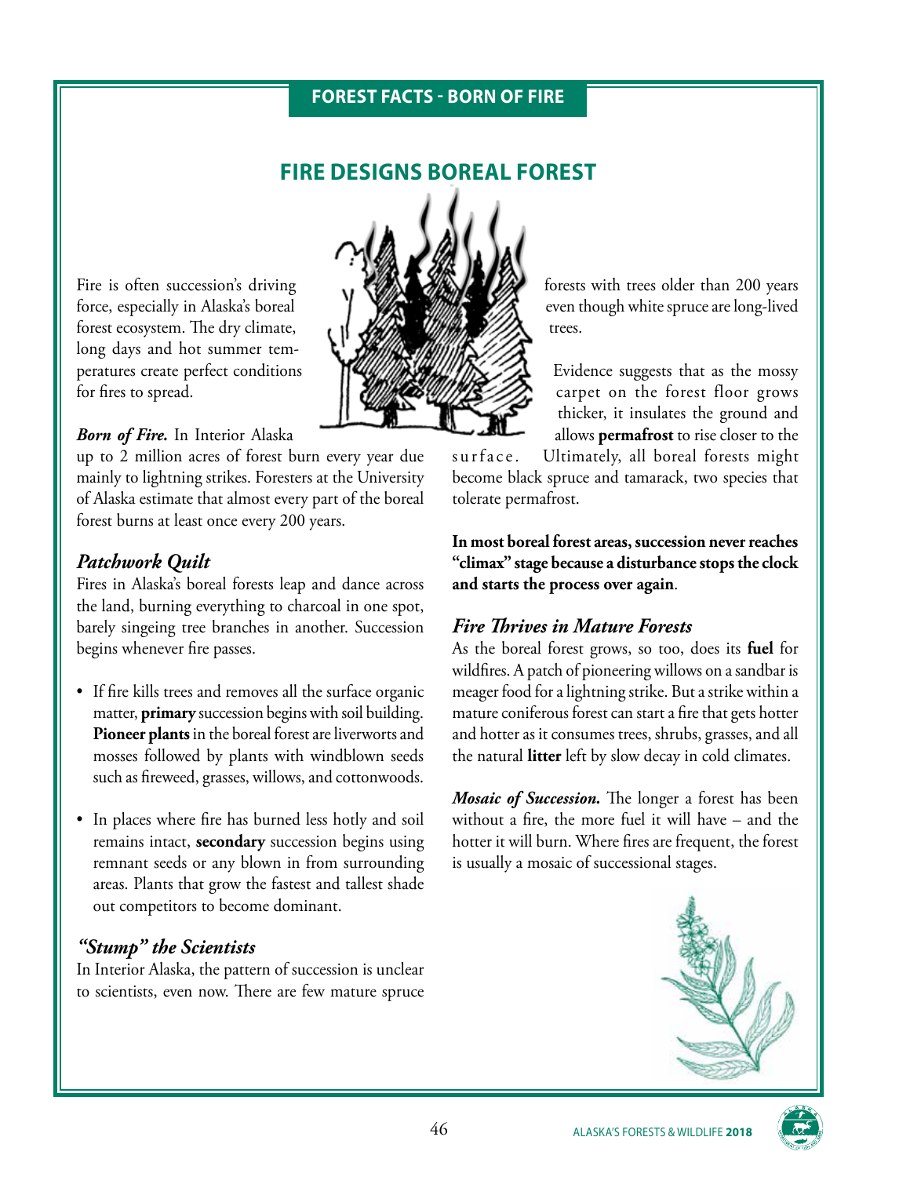FOREST FACTS - BORN OF FIRE

# FIRE DESIGNS BOREAL FOREST

Fire is often succession's driving force, especially in Alaska's boreal forest ecosystem. The dry climate, long days and hot summer temperatures create perfect conditions for fires to spread.

***Born of Fire.*** In Interior Alaska up to 2 million acres of forest burn every year due mainly to lightning strikes. Foresters at the University of Alaska estimate that almost every part of the boreal forest burns at least once every 200 years.

## *Patchwork Quilt*

Fires in Alaska's boreal forests leap and dance across the land, burning everything to charcoal in one spot, barely singeing tree branches in another. Succession begins whenever fire passes.

- If fire kills trees and removes all the surface organic matter, **primary** succession begins with soil building. **Pioneer plants** in the boreal forest are liverworts and mosses followed by plants with windblown seeds such as fireweed, grasses, willows, and cottonwoods.
- In places where fire has burned less hotly and soil remains intact, **secondary** succession begins using remnant seeds or any blown in from surrounding areas. Plants that grow the fastest and tallest shade out competitors to become dominant.

## *"Stump" the Scientists*

In Interior Alaska, the pattern of succession is unclear to scientists, even now. There are few mature spruce forests with trees older than 200 years even though white spruce are long-lived trees.

Evidence suggests that as the mossy carpet on the forest floor grows thicker, it insulates the ground and allows **permafrost** to rise closer to the surface. Ultimately, all boreal forests might become black spruce and tamarack, two species that tolerate permafrost.

**In most boreal forest areas, succession never reaches "climax" stage because a disturbance stops the clock and starts the process over again**.

## *Fire Thrives in Mature Forests*

As the boreal forest grows, so too, does its **fuel** for wildfires. A patch of pioneering willows on a sandbar is meager food for a lightning strike. But a strike within a mature coniferous forest can start a fire that gets hotter and hotter as it consumes trees, shrubs, grasses, and all the natural **litter** left by slow decay in cold climates.

***Mosaic of Succession.*** The longer a forest has been without a fire, the more fuel it will have – and the hotter it will burn. Where fires are frequent, the forest is usually a mosaic of successional stages.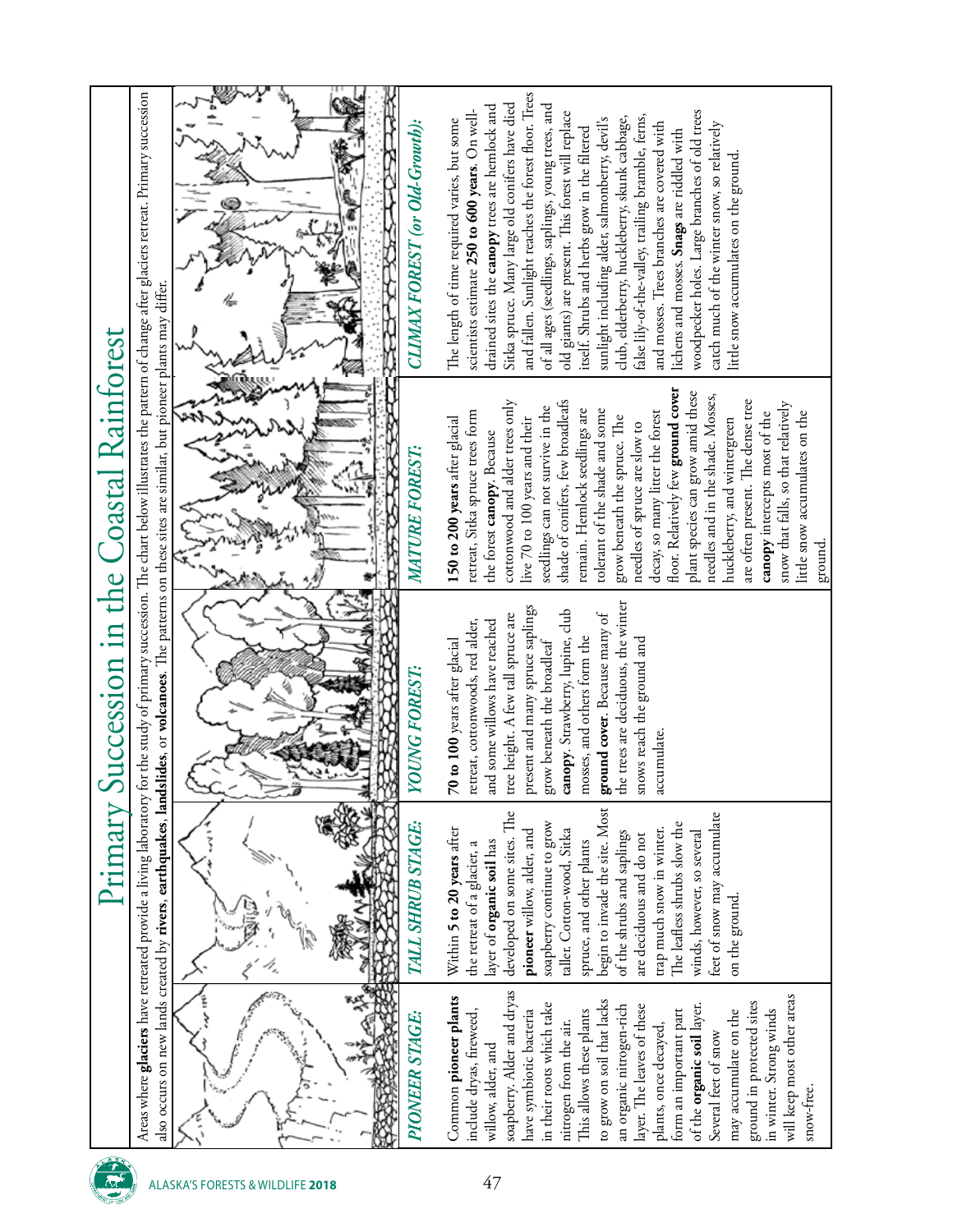# Primary Succession in the Coastal Rainforest

Areas where **glaciers** have retreated provide a living laboratory for the study of primary succession. The chart below illustrates the pattern of change after glaciers retreat. Primary succession also occurs on new lands created by **rivers**, **earthquakes**, **landslides**, or **volcanoes**. The patterns on these sites are similar, but pioneer plants may differ.

### *PIONEER STAGE:*

Common **pioneer plants** include dryas, fireweed, willow, alder, and soapberry. Alder and dryas have symbiotic bacteria in their roots which take nitrogen from the air. This allows these plants to grow on soil that lacks an organic nitrogen-rich layer. The leaves of these plants, once decayed, form an important part of the **organic soil** layer. Several feet of snow may accumulate on the ground in protected sites in winter. Strong winds will keep most other areas snow-free.

### *TALL SHRUB STAGE:*

Within **5 to 20 years** after the retreat of a glacier, a layer of **organic soil** has developed on some sites. The **pioneer** willow, alder, and soapberry continue to grow taller. Cotton-wood, Sitka spruce, and other plants begin to invade the site. Most of the shrubs and saplings are deciduous and do not trap much snow in winter. The leafless shrubs slow the winds, however, so several feet of snow may accumulate on the ground.

### *YOUNG FOREST:*

**70 to 100** years after glacial retreat, cottonwoods, red alder, and some willows have reached tree height. A few tall spruce are present and many spruce saplings grow beneath the broadleaf **canopy**. Strawberry, lupine, club mosses, and others form the **ground cover**. Because many of the trees are deciduous, the winter snows reach the ground and accumulate.

### *MATURE FOREST:*

**150 to 200 years** after glacial retreat, Sitka spruce trees form the forest **canopy**. Because cottonwood and alder trees only live 70 to 100 years and their seedlings can not survive in the shade of conifers, few broadleafs remain. Hemlock seedlings are tolerant of the shade and some grow beneath the spruce. The needles of spruce are slow to decay, so many litter the forest floor. Relatively few **ground cover** plant species can grow amid these needles and in the shade. Mosses, huckleberry, and wintergreen are often present. The dense tree **canopy** intercepts most of the snow that falls, so that relatively little snow accumulates on the ground.

### *CLIMAX FOREST (or Old-Growth):*

The length of time required varies, but some scientists estimate **250 to 600 years**. On well-drained sites the **canopy** trees are hemlock and Sitka spruce. Many large old conifers have died and fallen. Sunlight reaches the forest floor. Trees of all ages (seedlings, saplings, young trees, and old giants) are present. This forest will replace itself. Shrubs and herbs grow in the filtered sunlight including alder, salmonberry, devil's club, elderberry, huckleberry, skunk cabbage, false lily-of-the-valley, trailing bramble, ferns, and mosses. Trees branches are covered with lichens and mosses. **Snags** are riddled with woodpecker holes. Large branches of old trees catch much of the winter snow, so relatively little snow accumulates on the ground.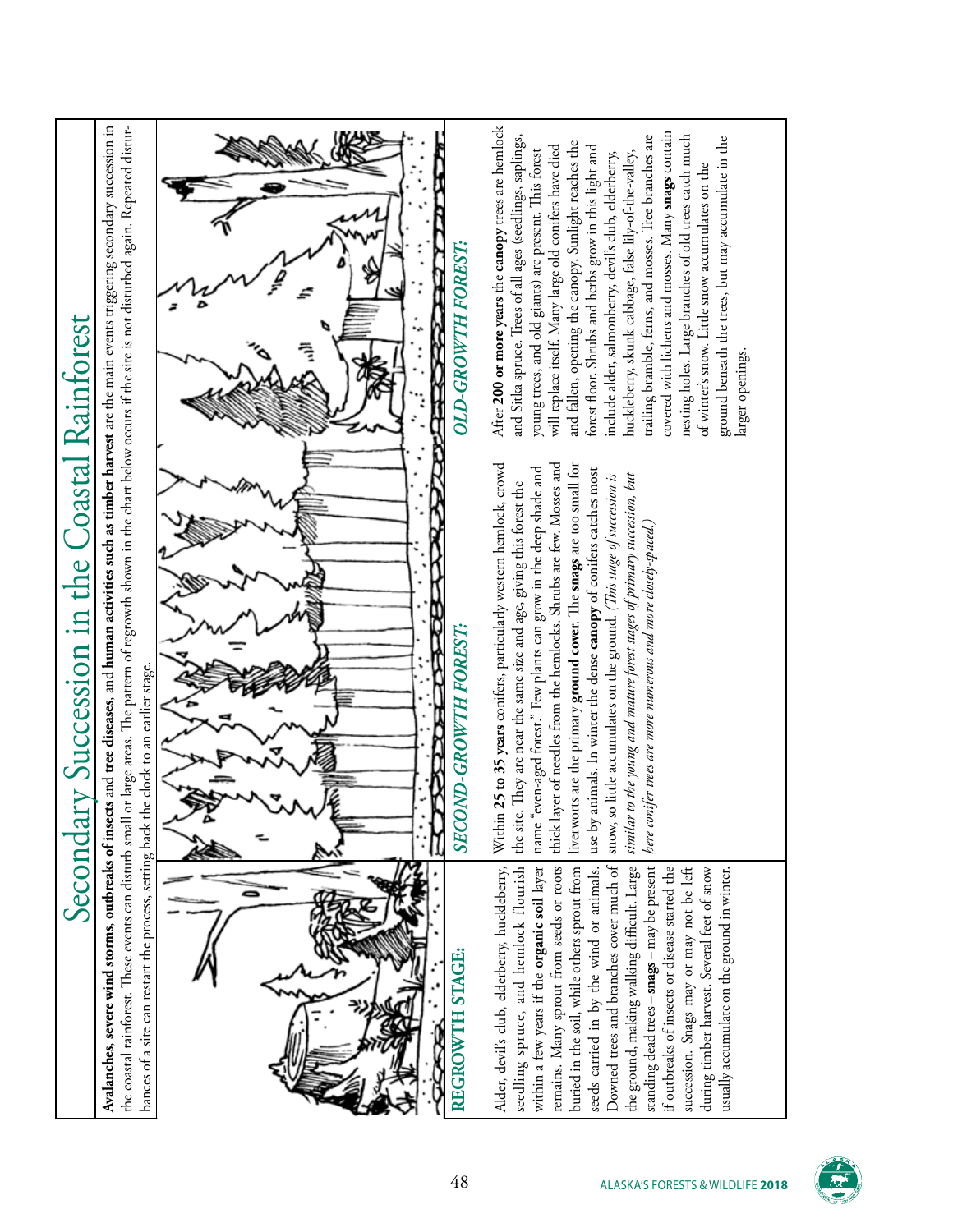# Secondary Succession in the Coastal Rainforest

**Avalanches, severe wind storms, outbreaks of insects** and **tree diseases**, and **human activities such as timber harvest** are the main events triggering secondary succession in the coastal rainforest. These events can disturb small or large areas. The pattern of regrowth shown in the chart below occurs if the site is not disturbed again. Repeated disturbances of a site can restart the process, setting back the clock to an earlier stage.

## REGROWTH STAGE:

Alder, devil's club, elderberry, huckleberry, seedling spruce, and hemlock flourish within a few years if the **organic soil** layer remains. Many sprout from seeds or roots buried in the soil, while others sprout from seeds carried in by the wind or animals. Downed trees and branches cover much of the ground, making walking difficult. Large standing dead trees – **snags** – may be present if outbreaks of insects or disease started the succession. Snags may or may not be left during timber harvest. Several feet of snow usually accumulate on the ground in winter.

## SECOND-GROWTH FOREST:

Within **25 to 35 years** conifers, particularly western hemlock, crowd the site. They are near the same size and age, giving this forest the name "even-aged forest." Few plants can grow in the deep shade and thick layer of needles from the hemlocks. Shrubs are few. Mosses and liverworts are the primary **ground cover**. The **snags** are too small for use by animals. In winter the dense **canopy** of conifers catches most snow, so little accumulates on the ground. *(This stage of succession is similar to the young and mature forest stages of primary succession, but here conifer trees are more numerous and more closely-spaced.)*

## OLD-GROWTH FOREST:

After **200 or more years** the **canopy** trees are hemlock and Sitka spruce. Trees of all ages (seedlings, saplings, young trees, and old giants) are present. This forest will replace itself. Many large old conifers have died and fallen, opening the canopy. Sunlight reaches the forest floor. Shrubs and herbs grow in this light and include alder, salmonberry, devil's club, elderberry, huckleberry, skunk cabbage, false lily-of-the-valley, trailing bramble, ferns, and mosses. Tree branches are covered with lichens and mosses. Many **snags** contain nesting holes. Large branches of old trees catch much of winter's snow. Little snow accumulates on the ground beneath the trees, but may accumulate in the larger openings.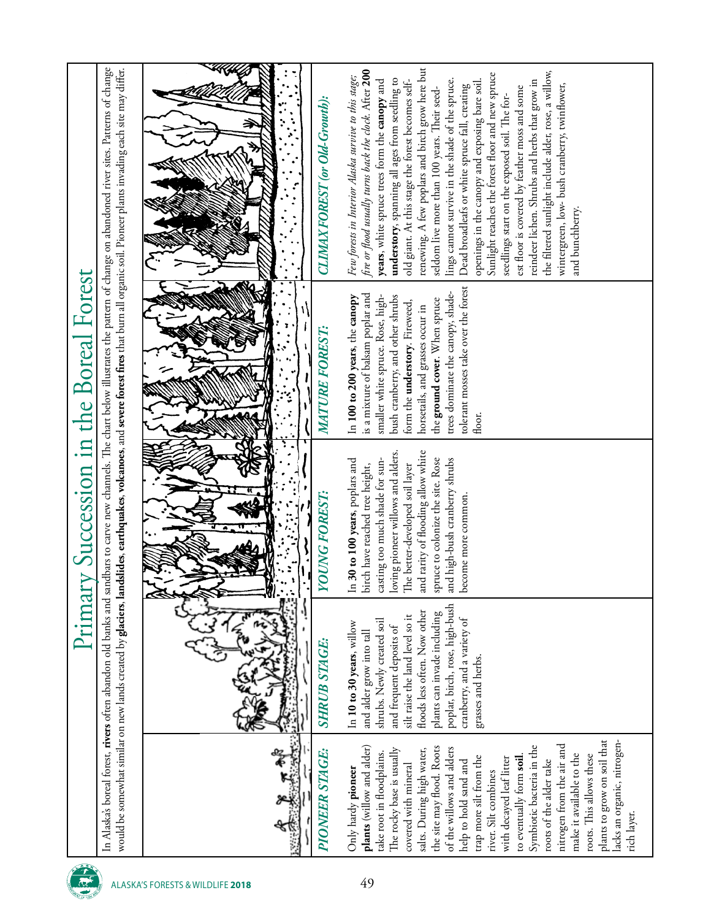# Primary Succession in the Boreal Forest

In Alaska's boreal forest, **rivers** often abandon old banks and sandbars to carve new channels. The chart below illustrates the pattern of change on abandoned river sites. Patterns of change would be somewhat similar on new lands created by **glaciers**, **landslides**, **earthquakes**, **volcanoes**, and **severe forest fires** that burn all organic soil. Pioneer plants invading each site may differ.

### *PIONEER STAGE:*

Only hardy **pioneer plants** (willow and alder) take root in floodplains. The rocky base is usually covered with mineral salts. During high water, the site may flood. Roots of the willows and alders help to hold sand and trap more silt from the river. Silt combines with decayed leaf litter to eventually form **soil**. Symbiotic bacteria in the roots of the alder take nitrogen from the air and make it available to the roots. This allows these plants to grow on soil that lacks an organic, nitrogen-rich layer.

### *SHRUB STAGE:*

In **10 to 30 years**, willow and alder grow into tall shrubs. Newly created soil and frequent deposits of silt raise the land level so it floods less often. Now other plants can invade including poplar, birch, rose, high-bush cranberry, and a variety of grasses and herbs.

### *YOUNG FOREST:*

In **30 to 100 years**, poplars and birch have reached tree height, casting too much shade for sun-loving pioneer willows and alders. The better-developed soil layer and rarity of flooding allow white spruce to colonize the site. Rose and high-bush cranberry shrubs become more common.

### *MATURE FOREST:*

In **100 to 200 years**, the **canopy** is a mixture of balsam poplar and smaller white spruce. Rose, high-bush cranberry, and other shrubs form the **understory**. Fireweed, horsetails, and grasses occur in the **ground cover**. When spruce trees dominate the canopy, shade-tolerant mosses take over the forest floor.

### *CLIMAX FOREST (or Old-Growth):*

*Few forests in Interior Alaska survive to this stage; fire or flood usually turns back the clock.* After **200 years**, white spruce trees form the **canopy** and **understory**, spanning all ages from seedling to old giant. At this stage the forest becomes self-renewing. A few poplars and birch grow here but seldom live more than 100 years. Their seedlings cannot survive in the shade of the spruce. Dead broadleafs or white spruce fall, creating openings in the canopy and exposing bare soil. Sunlight reaches the forest floor and new spruce seedlings start on the exposed soil. The forest floor is covered by feather moss and some reindeer lichen. Shrubs and herbs that grow in the filtered sunlight include alder, rose, a willow, wintergreen, low- bush cranberry, twinflower, and bunchberry.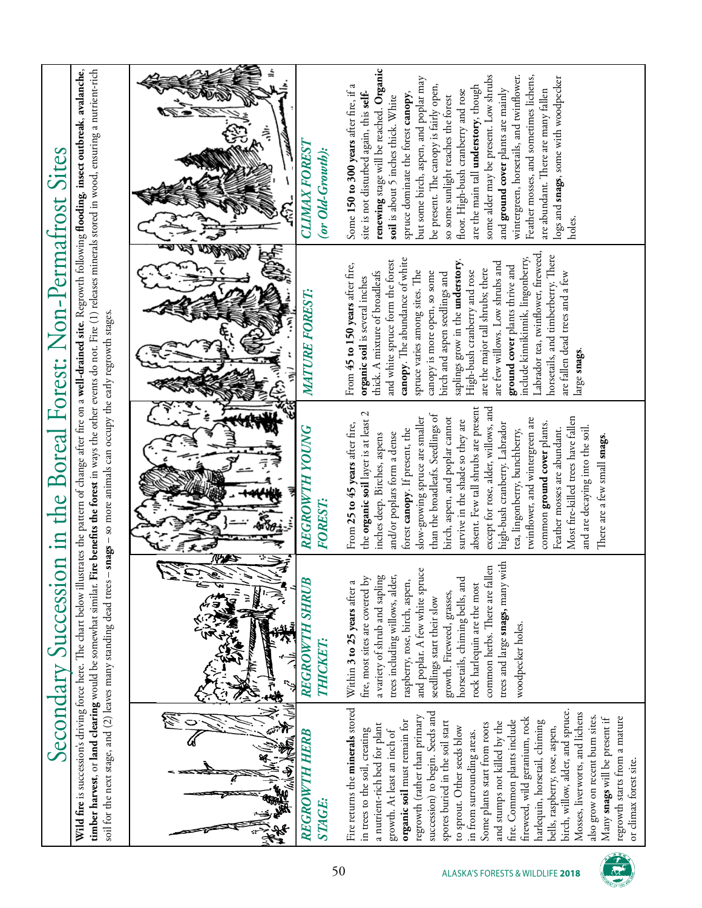# Secondary Succession in the Boreal Forest: Non-Permafrost Sites

**Wild fire** is succession's driving force here. The chart below illustrates the pattern of change after fire on a **well-drained site**. Regrowth following **flooding**, **insect outbreak**, **avalanche**, **timber harvest**, or **land clearing** would be somewhat similar. **Fire benefits the forest** in ways the other events do not. Fire (1) releases minerals stored in wood, ensuring a nutrient-rich soil for the next stage, and (2) leaves many standing dead trees – **snags** – so more animals can occupy the early regrowth stages.

## *REGROWTH HERB STAGE:*

Fire returns the **minerals** stored in trees to the soil, creating a nutrient-rich bed for plant growth. At least an inch of **organic soil** must remain for regrowth (rather than primary succession) to begin. Seeds and spores buried in the soil start to sprout. Other seeds blow in from surrounding areas. Some plants start from roots and stumps not killed by the fire. Common plants include fireweed, wild geranium, rock harlequin, horsetail, chiming bells, raspberry, rose, aspen, birch, willow, alder, and spruce. Mosses, liverworts, and lichens also grow on recent burn sites. Many **snags** will be present if regrowth starts from a mature or climax forest site.

## *REGROWTH SHRUB THICKET:*

Within **3 to 25 years** after a fire, most sites are covered by a variety of shrub and sapling trees including willows, alder, raspberry, rose, birch, aspen, and poplar. A few white spruce seedlings start their slow growth. Fireweed, grasses, horsetails, chiming bells, and rock harlequin are the most common herbs. There are fallen trees and large **snags**, many with woodpecker holes.

## *REGROWTH YOUNG FOREST:*

From **25 to 45 years** after fire, the **organic soil** layer is at least 2 inches deep. Birches, aspens and/or poplars form a dense forest **canopy**. If present, the slow-growing spruce are smaller than the broadleafs. Seedlings of birch, aspen, and poplar cannot survive in the shade so they are absent. Few tall shrubs are present except for rose, alder, willows, and high-bush cranberry. Labrador tea, lingonberry, bunchberry, twinflower, and wintergreen are common **ground cover** plants. Feather mosses are abundant. Most fire-killed trees have fallen and are decaying into the soil. There are a few small **snags**.

## *MATURE FOREST:*

From **45 to 150 years** after fire, **organic soil** is several inches thick. A mixture of broadleafs and white spruce form the forest **canopy**. The abundance of white spruce varies among sites. The canopy is more open, so some birch and aspen seedlings and saplings grow in the **understory**. High-bush cranberry and rose are the major tall shrubs; there are few willows. Low shrubs and **ground cover** plants thrive and include kinnikinnik, lingonberry, Labrador tea, twinflower, fireweed, horsetails, and timberberry. There are fallen dead trees and a few large **snags**.

## *CLIMAX FOREST (or Old-Growth):*

Some **150 to 300 years** after fire, if a site is not disturbed again, this **self-renewing** stage will be reached. **Organic soil** is about 5 inches thick. White spruce dominate the forest **canopy**, but some birch, aspen, and poplar may be present. The canopy is fairly open, so some sunlight reaches the forest floor. High-bush cranberry and rose are the main tall **understory**, though some alder may be present. Low shrubs and **ground cover** plants are mainly wintergreen, horsetails, and twinflower. Feather mosses, and sometimes lichens, are abundant. There are many fallen logs and **snags**, some with woodpecker holes.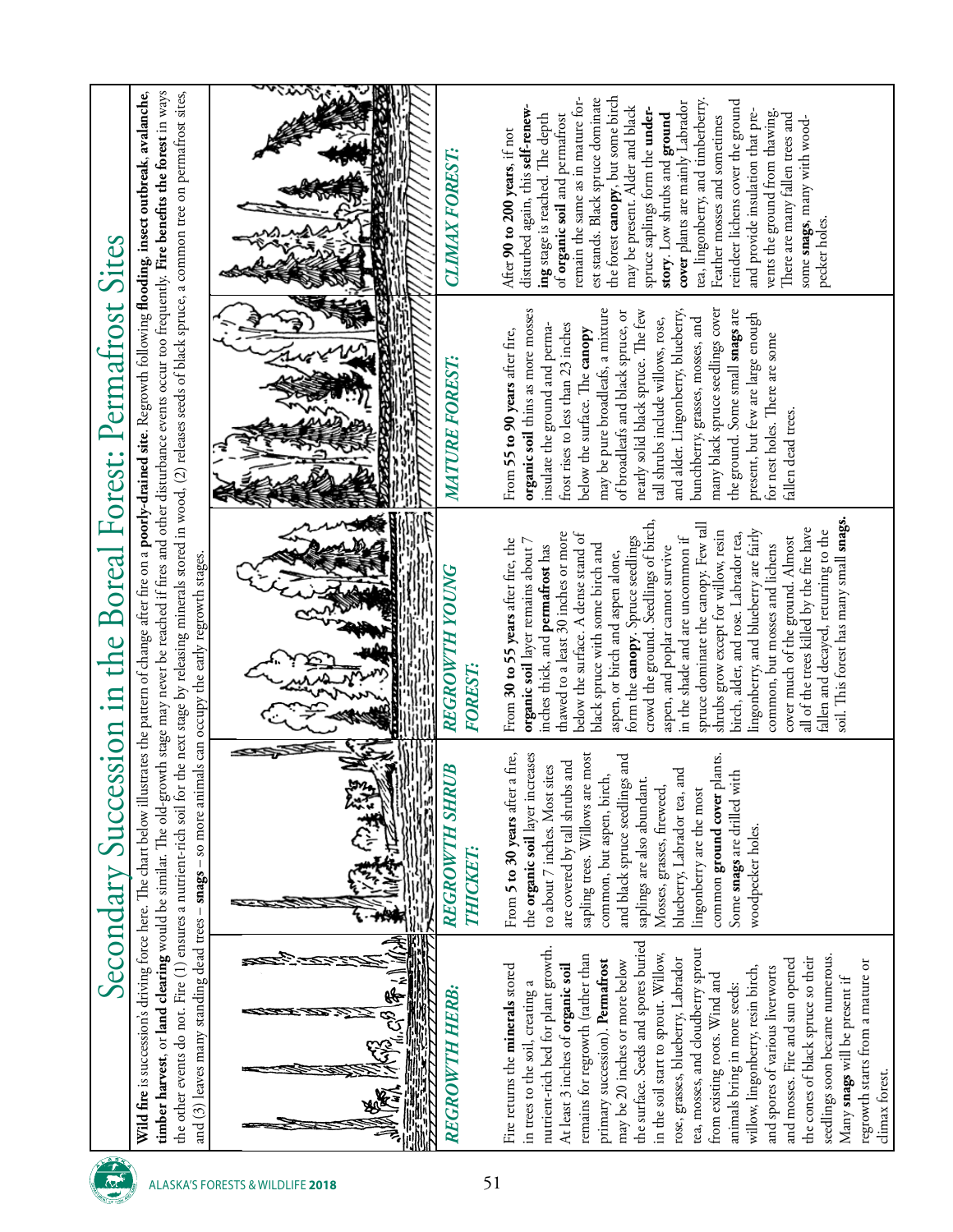# Secondary Succession in the Boreal Forest: Permafrost Sites

**Wild fire** is succession's driving force here. The chart below illustrates the pattern of change after fire on a **poorly-drained site**. Regrowth following **flooding**, **insect outbreak**, **avalanche**, **timber harvest**, or **land clearing** would be similar. The old-growth stage may never be reached if fires and other disturbance events occur too frequently. **Fire benefits the forest** in ways the other events do not. Fire (1) ensures a nutrient-rich soil for the next stage by releasing minerals stored in wood, (2) releases seeds of black spruce, a common tree on permafrost sites, and (3) leaves many standing dead trees – **snags** – so more animals can occupy the early regrowth stages.

## *REGROWTH HERB:*

Fire returns the **minerals** stored in trees to the soil, creating a nutrient-rich bed for plant growth. At least 3 inches of **organic soil** remains for regrowth (rather than primary succession). **Permafrost** may be 20 inches or more below the surface. Seeds and spores buried in the soil start to sprout. Willow, rose, grasses, blueberry, Labrador tea, mosses, and cloudberry sprout from existing roots. Wind and animals bring in more seeds: willow, lingonberry, resin birch, and spores of various liverworts and mosses. Fire and sun opened the cones of black spruce so their seedlings soon became numerous. Many **snags** will be present if regrowth starts from a mature or climax forest.

## *REGROWTH SHRUB THICKET:*

From **5 to 30 years** after a fire, the **organic soil** layer increases to about 7 inches. Most sites are covered by tall shrubs and sapling trees. Willows are most common, but aspen, birch, and black spruce seedlings and saplings are also abundant. Mosses, grasses, fireweed, blueberry, Labrador tea, and lingonberry are the most common **ground cover** plants. Some **snags** are drilled with woodpecker holes.

## *REGROWTH YOUNG FOREST:*

From **30 to 55 years** after fire, the **organic soil** layer remains about 7 inches thick, and **permafrost** has thawed to a least 30 inches or more below the surface. A dense stand of black spruce with some birch and aspen, or birch and aspen alone, form the **canopy**. Spruce seedlings crowd the ground. Seedlings of birch, aspen, and poplar cannot survive in the shade and are uncommon if spruce dominate the canopy. Few tall shrubs grow except for willow, resin birch, alder, and rose. Labrador tea, lingonberry, and blueberry are fairly common, but mosses and lichens cover much of the ground. Almost all of the trees killed by the fire have fallen and decayed, returning to the soil. This forest has many small **snags.**

## *MATURE FOREST:*

From **55 to 90 years** after fire, **organic soil** thins as more mosses insulate the ground and permafrost rises to less than 23 inches below the surface. The **canopy** may be pure broadleafs, a mixture of broadleafs and black spruce, or nearly solid black spruce. The few tall shrubs include willows, rose, and alder. Lingonberry, blueberry, bunchberry, grasses, mosses, and many black spruce seedlings cover the ground. Some small **snags** are present, but few are large enough for nest holes. There are some fallen dead trees.

## *CLIMAX FOREST:*

After **90 to 200 years**, if not disturbed again, this **self-renewing** stage is reached. The depth of **organic soil** and permafrost remain the same as in mature forest stands. Black spruce dominate the forest **canopy**, but some birch may be present. Alder and black spruce saplings form the **understory**. Low shrubs and **ground cover** plants are mainly Labrador tea, lingonberry, and timberberry. Feather mosses and sometimes reindeer lichens cover the ground and provide insulation that prevents the ground from thawing. There are many fallen trees and some **snags**, many with woodpecker holes.